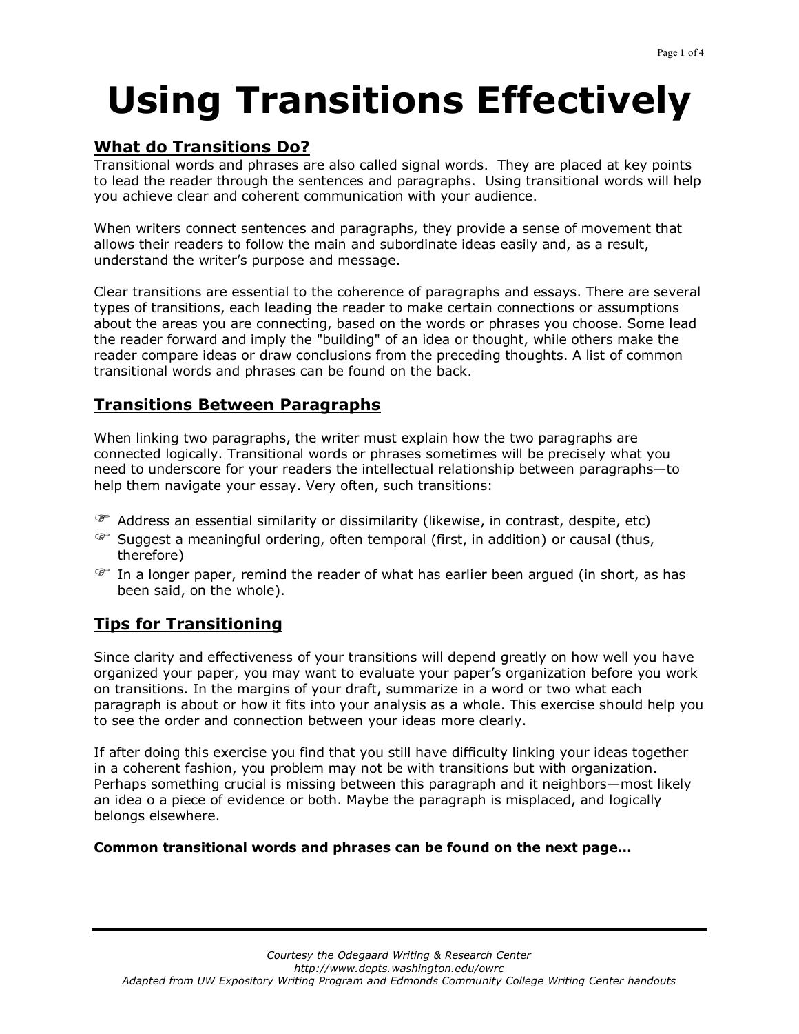# Using Transitions Effectively

## What do Transitions Do?

Transitional words and phrases are also called signal words. They are placed at key points to lead the reader through the sentences and paragraphs. Using transitional words will help you achieve clear and coherent communication with your audience.

When writers connect sentences and paragraphs, they provide a sense of movement that allows their readers to follow the main and subordinate ideas easily and, as a result, understand the writer's purpose and message.

Clear transitions are essential to the coherence of paragraphs and essays. There are several types of transitions, each leading the reader to make certain connections or assumptions about the areas you are connecting, based on the words or phrases you choose. Some lead the reader forward and imply the "building" of an idea or thought, while others make the reader compare ideas or draw conclusions from the preceding thoughts. A list of common transitional words and phrases can be found on the back.

## Transitions Between Paragraphs

When linking two paragraphs, the writer must explain how the two paragraphs are connected logically. Transitional words or phrases sometimes will be precisely what you need to underscore for your readers the intellectual relationship between paragraphs—to help them navigate your essay. Very often, such transitions:

- Address an essential similarity or dissimilarity (likewise, in contrast, despite, etc)
- Suggest a meaningful ordering, often temporal (first, in addition) or causal (thus, therefore)
- In a longer paper, remind the reader of what has earlier been argued (in short, as has been said, on the whole).

## Tips for Transitioning

Since clarity and effectiveness of your transitions will depend greatly on how well you have organized your paper, you may want to evaluate your paper's organization before you work on transitions. In the margins of your draft, summarize in a word or two what each paragraph is about or how it fits into your analysis as a whole. This exercise should help you to see the order and connection between your ideas more clearly.

If after doing this exercise you find that you still have difficulty linking your ideas together in a coherent fashion, you problem may not be with transitions but with organization. Perhaps something crucial is missing between this paragraph and it neighbors—most likely an idea o a piece of evidence or both. Maybe the paragraph is misplaced, and logically belongs elsewhere.

**Common transitional words and phrases can be found on the next page…**

*Courtesy the Odegaard Writing & Research Center*
*http://www.depts.washington.edu/owrc*
*Adapted from UW Expository Writing Program and Edmonds Community College Writing Center handouts*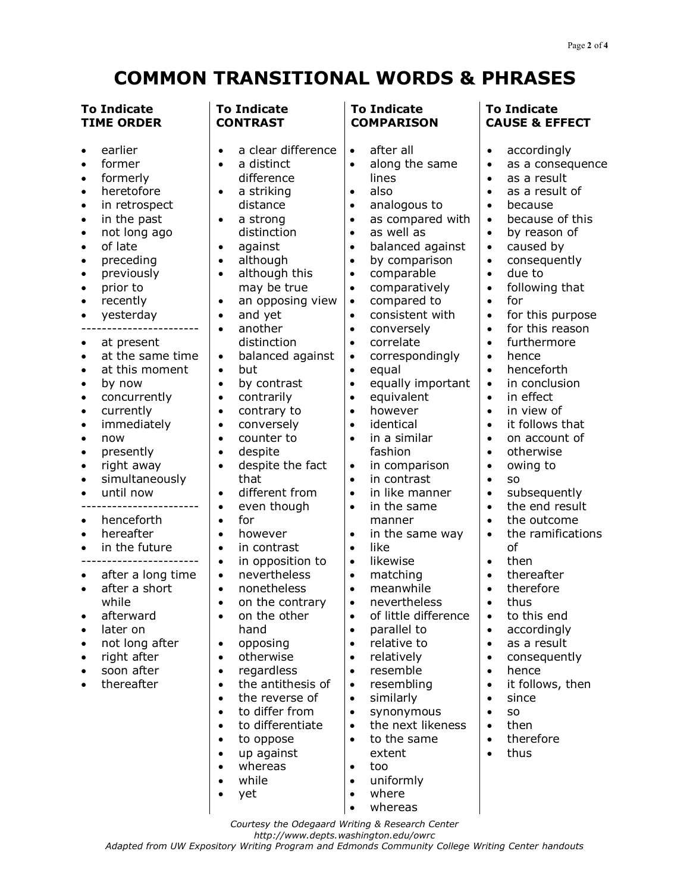# COMMON TRANSITIONAL WORDS & PHRASES

## To Indicate TIME ORDER

- earlier
- former
- formerly
- heretofore
- in retrospect
- in the past
- not long ago
- of late
- preceding
- previously
- prior to
- recently
- yesterday

---

- at present
- at the same time
- at this moment
- by now
- concurrently
- currently
- immediately
- now
- presently
- right away
- simultaneously
- until now

---

- henceforth
- hereafter
- in the future

---

- after a long time
- after a short while
- afterward
- later on
- not long after
- right after
- soon after
- thereafter

## To Indicate CONTRAST

- a clear difference
- a distinct difference
- a striking distance
- a strong distinction
- against
- although
- although this may be true
- an opposing view
- and yet
- another distinction
- balanced against
- but
- by contrast
- contrarily
- contrary to
- conversely
- counter to
- despite
- despite the fact that
- different from
- even though
- for
- however
- in contrast
- in opposition to
- nevertheless
- nonetheless
- on the contrary
- on the other hand
- opposing
- otherwise
- regardless
- the antithesis of
- the reverse of
- to differ from
- to differentiate
- to oppose
- up against
- whereas
- while
- yet

## To Indicate COMPARISON

- after all
- along the same lines
- also
- analogous to
- as compared with
- as well as
- balanced against
- by comparison
- comparable
- comparatively
- compared to
- consistent with
- conversely
- correlate
- correspondingly
- equal
- equally important
- equivalent
- however
- identical
- in a similar fashion
- in comparison
- in contrast
- in like manner
- in the same manner
- in the same way
- like
- likewise
- matching
- meanwhile
- nevertheless
- of little difference
- parallel to
- relative to
- relatively
- resemble
- resembling
- similarly
- synonymous
- the next likeness
- to the same extent
- too
- uniformly
- where
- whereas

## To Indicate CAUSE & EFFECT

- accordingly
- as a consequence
- as a result
- as a result of
- because
- because of this
- by reason of
- caused by
- consequently
- due to
- following that
- for
- for this purpose
- for this reason
- furthermore
- hence
- henceforth
- in conclusion
- in effect
- in view of
- it follows that
- on account of
- otherwise
- owing to
- so
- subsequently
- the end result
- the outcome
- the ramifications of
- then
- thereafter
- therefore
- thus
- to this end
- accordingly
- as a result
- consequently
- hence
- it follows, then
- since
- so
- then
- therefore
- thus

*Courtesy the Odegaard Writing & Research Center*
*http://www.depts.washington.edu/owrc*
*Adapted from UW Expository Writing Program and Edmonds Community College Writing Center handouts*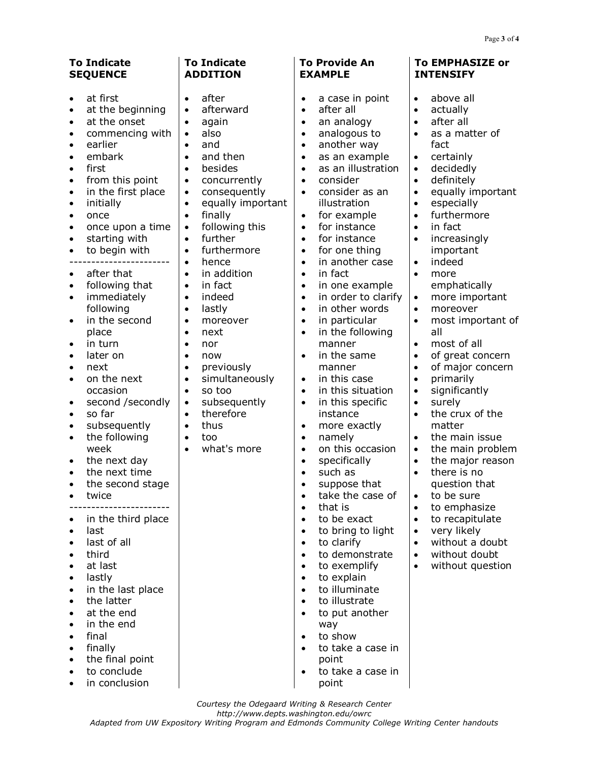### To Indicate SEQUENCE

- at first
- at the beginning
- at the onset
- commencing with
- earlier
- embark
- first
- from this point
- in the first place
- initially
- once
- once upon a time
- starting with
- to begin with

----------------------

- after that
- following that
- immediately following
- in the second place
- in turn
- later on
- next
- on the next occasion
- second /secondly
- so far
- subsequently
- the following week
- the next day
- the next time
- the second stage
- twice

----------------------

- in the third place
- last
- last of all
- third
- at last
- lastly
- in the last place
- the latter
- at the end
- in the end
- final
- finally
- the final point
- to conclude
- in conclusion

### To Indicate ADDITION

- after
- afterward
- again
- also
- and
- and then
- besides
- concurrently
- consequently
- equally important
- finally
- following this
- further
- furthermore
- hence
- in addition
- in fact
- indeed
- lastly
- moreover
- next
- nor
- now
- previously
- simultaneously
- so too
- subsequently
- therefore
- thus
- too
- what's more

### To Provide An EXAMPLE

- a case in point
- after all
- an analogy
- analogous to
- another way
- as an example
- as an illustration
- consider
- consider as an illustration
- for example
- for instance
- for instance
- for one thing
- in another case
- in fact
- in one example
- in order to clarify
- in other words
- in particular
- in the following manner
- in the same manner
- in this case
- in this situation
- in this specific instance
- more exactly
- namely
- on this occasion
- specifically
- such as
- suppose that
- take the case of
- that is
- to be exact
- to bring to light
- to clarify
- to demonstrate
- to exemplify
- to explain
- to illuminate
- to illustrate
- to put another way
- to show
- to take a case in point
- to take a case in point

### To EMPHASIZE or INTENSIFY

- above all
- actually
- after all
- as a matter of fact
- certainly
- decidedly
- definitely
- equally important
- especially
- furthermore
- in fact
- increasingly important
- indeed
- more emphatically
- more important
- moreover
- most important of all
- most of all
- of great concern
- of major concern
- primarily
- significantly
- surely
- the crux of the matter
- the main issue
- the main problem
- the major reason
- there is no question that
- to be sure
- to emphasize
- to recapitulate
- very likely
- without a doubt
- without doubt
- without question

*Courtesy the Odegaard Writing & Research Center*
*http://www.depts.washington.edu/owrc*
*Adapted from UW Expository Writing Program and Edmonds Community College Writing Center handouts*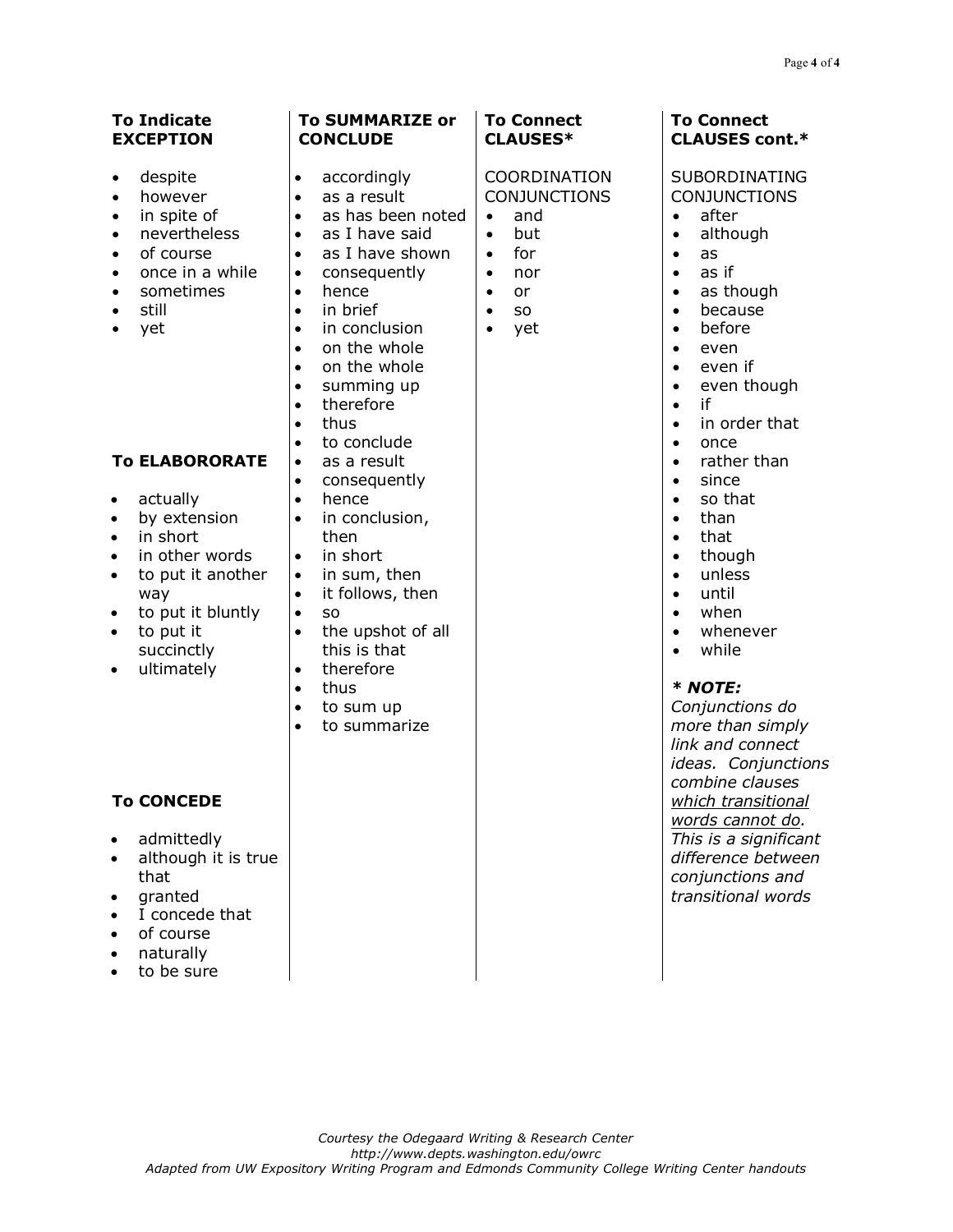### To Indicate EXCEPTION

- despite
- however
- in spite of
- nevertheless
- of course
- once in a while
- sometimes
- still
- yet

### To ELABORORATE

- actually
- by extension
- in short
- in other words
- to put it another way
- to put it bluntly
- to put it succinctly
- ultimately

### To CONCEDE

- admittedly
- although it is true that
- granted
- I concede that
- of course
- naturally
- to be sure

### To SUMMARIZE or CONCLUDE

- accordingly
- as a result
- as has been noted
- as I have said
- as I have shown
- consequently
- hence
- in brief
- in conclusion
- on the whole
- on the whole
- summing up
- therefore
- thus
- to conclude
- as a result
- consequently
- hence
- in conclusion, then
- in short
- in sum, then
- it follows, then
- so
- the upshot of all this is that
- therefore
- thus
- to sum up
- to summarize

### To Connect CLAUSES*

COORDINATION CONJUNCTIONS

- and
- but
- for
- nor
- or
- so
- yet

### To Connect CLAUSES cont.*

SUBORDINATING CONJUNCTIONS

- after
- although
- as
- as if
- as though
- because
- before
- even
- even if
- even though
- if
- in order that
- once
- rather than
- since
- so that
- than
- that
- though
- unless
- until
- when
- whenever
- while

***** ***NOTE:***
*Conjunctions do more than simply link and connect ideas. Conjunctions combine clauses* *__which transitional words cannot do__*. *This is a significant difference between conjunctions and transitional words*

*Courtesy the Odegaard Writing & Research Center*
*http://www.depts.washington.edu/owrc*
*Adapted from UW Expository Writing Program and Edmonds Community College Writing Center handouts*